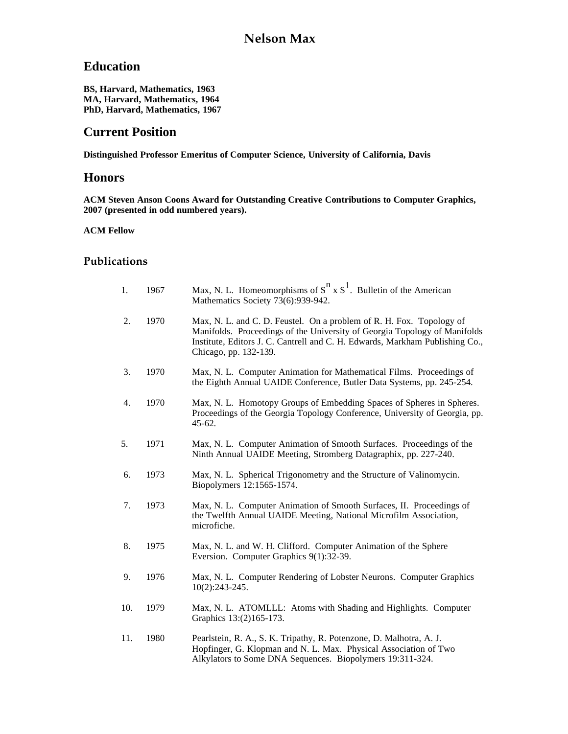# Nelson Max

## Education

**BS, Harvard, Mathematics, 1963**
**MA, Harvard, Mathematics, 1964**
**PhD, Harvard, Mathematics, 1967**

## Current Position

**Distinguished Professor Emeritus of Computer Science, University of California, Davis**

## Honors

**ACM Steven Anson Coons Award for Outstanding Creative Contributions to Computer Graphics, 2007 (presented in odd numbered years).**

**ACM Fellow**

## Publications

| | | |
|---|---|---|
| 1. | 1967 | Max, N. L. Homeomorphisms of $S^n \times S^1$. Bulletin of the American Mathematics Society 73(6):939-942. |
| 2. | 1970 | Max, N. L. and C. D. Feustel. On a problem of R. H. Fox. Topology of Manifolds. Proceedings of the University of Georgia Topology of Manifolds Institute, Editors J. C. Cantrell and C. H. Edwards, Markham Publishing Co., Chicago, pp. 132-139. |
| 3. | 1970 | Max, N. L. Computer Animation for Mathematical Films. Proceedings of the Eighth Annual UAIDE Conference, Butler Data Systems, pp. 245-254. |
| 4. | 1970 | Max, N. L. Homotopy Groups of Embedding Spaces of Spheres in Spheres. Proceedings of the Georgia Topology Conference, University of Georgia, pp. 45-62. |
| 5. | 1971 | Max, N. L. Computer Animation of Smooth Surfaces. Proceedings of the Ninth Annual UAIDE Meeting, Stromberg Datagraphix, pp. 227-240. |
| 6. | 1973 | Max, N. L. Spherical Trigonometry and the Structure of Valinomycin. Biopolymers 12:1565-1574. |
| 7. | 1973 | Max, N. L. Computer Animation of Smooth Surfaces, II. Proceedings of the Twelfth Annual UAIDE Meeting, National Microfilm Association, microfiche. |
| 8. | 1975 | Max, N. L. and W. H. Clifford. Computer Animation of the Sphere Eversion. Computer Graphics 9(1):32-39. |
| 9. | 1976 | Max, N. L. Computer Rendering of Lobster Neurons. Computer Graphics 10(2):243-245. |
| 10. | 1979 | Max, N. L. ATOMLLL: Atoms with Shading and Highlights. Computer Graphics 13:(2)165-173. |
| 11. | 1980 | Pearlstein, R. A., S. K. Tripathy, R. Potenzone, D. Malhotra, A. J. Hopfinger, G. Klopman and N. L. Max. Physical Association of Two Alkylators to Some DNA Sequences. Biopolymers 19:311-324. |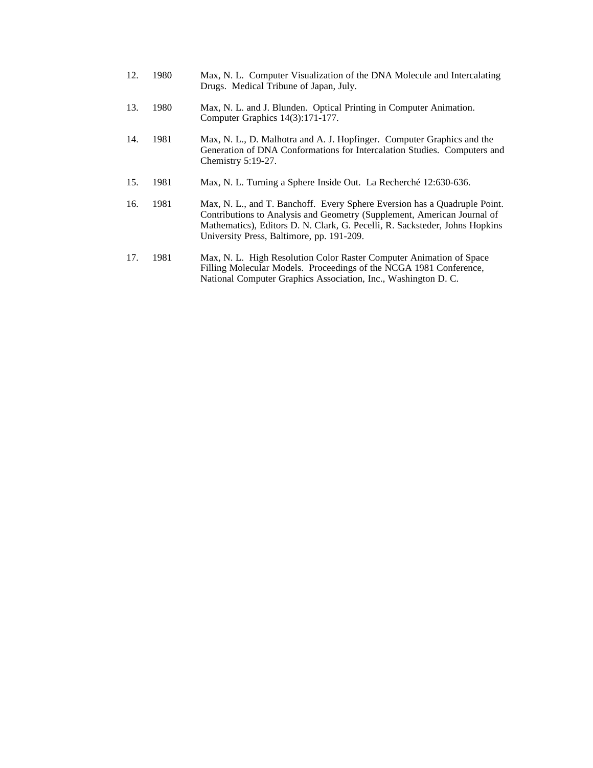12. 1980 Max, N. L. Computer Visualization of the DNA Molecule and Intercalating Drugs. Medical Tribune of Japan, July.

13. 1980 Max, N. L. and J. Blunden. Optical Printing in Computer Animation. Computer Graphics 14(3):171-177.

14. 1981 Max, N. L., D. Malhotra and A. J. Hopfinger. Computer Graphics and the Generation of DNA Conformations for Intercalation Studies. Computers and Chemistry 5:19-27.

15. 1981 Max, N. L. Turning a Sphere Inside Out. La Recherché 12:630-636.

16. 1981 Max, N. L., and T. Banchoff. Every Sphere Eversion has a Quadruple Point. Contributions to Analysis and Geometry (Supplement, American Journal of Mathematics), Editors D. N. Clark, G. Pecelli, R. Sacksteder, Johns Hopkins University Press, Baltimore, pp. 191-209.

17. 1981 Max, N. L. High Resolution Color Raster Computer Animation of Space Filling Molecular Models. Proceedings of the NCGA 1981 Conference, National Computer Graphics Association, Inc., Washington D. C.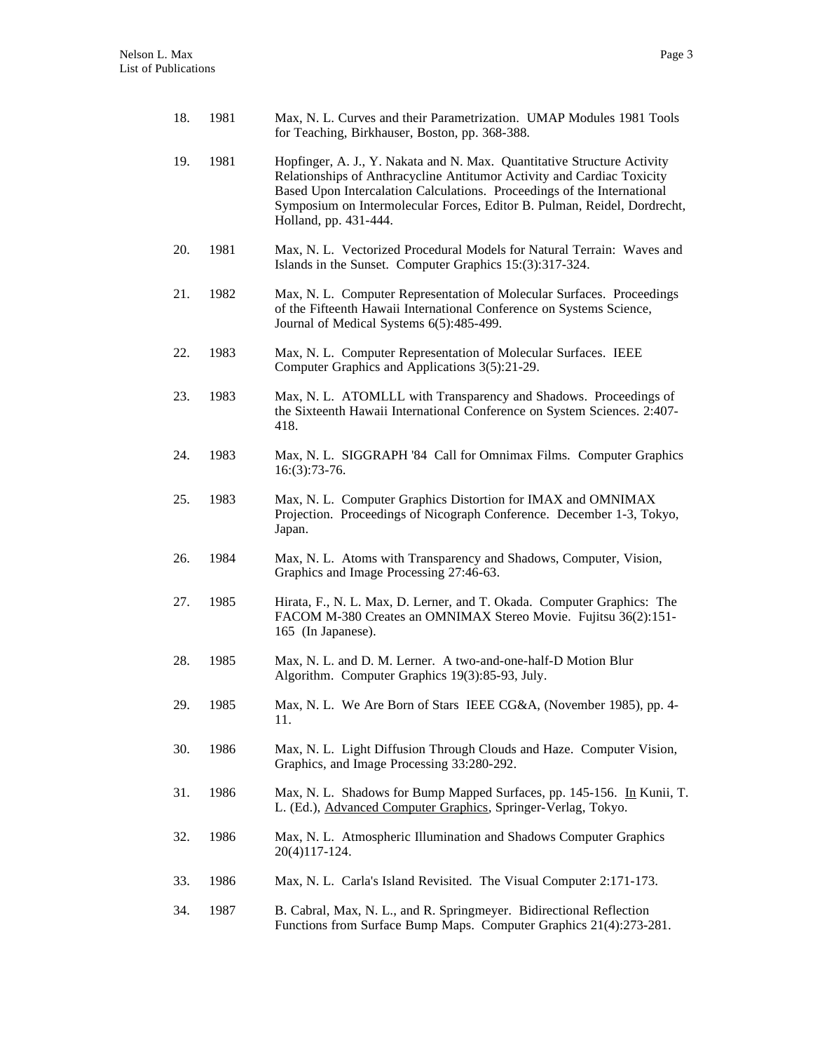18. 1981 Max, N. L. Curves and their Parametrization. UMAP Modules 1981 Tools for Teaching, Birkhauser, Boston, pp. 368-388.

19. 1981 Hopfinger, A. J., Y. Nakata and N. Max. Quantitative Structure Activity Relationships of Anthracycline Antitumor Activity and Cardiac Toxicity Based Upon Intercalation Calculations. Proceedings of the International Symposium on Intermolecular Forces, Editor B. Pulman, Reidel, Dordrecht, Holland, pp. 431-444.

20. 1981 Max, N. L. Vectorized Procedural Models for Natural Terrain: Waves and Islands in the Sunset. Computer Graphics 15:(3):317-324.

21. 1982 Max, N. L. Computer Representation of Molecular Surfaces. Proceedings of the Fifteenth Hawaii International Conference on Systems Science, Journal of Medical Systems 6(5):485-499.

22. 1983 Max, N. L. Computer Representation of Molecular Surfaces. IEEE Computer Graphics and Applications 3(5):21-29.

23. 1983 Max, N. L. ATOMLLL with Transparency and Shadows. Proceedings of the Sixteenth Hawaii International Conference on System Sciences. 2:407-418.

24. 1983 Max, N. L. SIGGRAPH '84 Call for Omnimax Films. Computer Graphics 16:(3):73-76.

25. 1983 Max, N. L. Computer Graphics Distortion for IMAX and OMNIMAX Projection. Proceedings of Nicograph Conference. December 1-3, Tokyo, Japan.

26. 1984 Max, N. L. Atoms with Transparency and Shadows, Computer, Vision, Graphics and Image Processing 27:46-63.

27. 1985 Hirata, F., N. L. Max, D. Lerner, and T. Okada. Computer Graphics: The FACOM M-380 Creates an OMNIMAX Stereo Movie. Fujitsu 36(2):151-165 (In Japanese).

28. 1985 Max, N. L. and D. M. Lerner. A two-and-one-half-D Motion Blur Algorithm. Computer Graphics 19(3):85-93, July.

29. 1985 Max, N. L. We Are Born of Stars IEEE CG&A, (November 1985), pp. 4-11.

30. 1986 Max, N. L. Light Diffusion Through Clouds and Haze. Computer Vision, Graphics, and Image Processing 33:280-292.

31. 1986 Max, N. L. Shadows for Bump Mapped Surfaces, pp. 145-156. In Kunii, T. L. (Ed.), Advanced Computer Graphics, Springer-Verlag, Tokyo.

32. 1986 Max, N. L. Atmospheric Illumination and Shadows Computer Graphics 20(4)117-124.

33. 1986 Max, N. L. Carla's Island Revisited. The Visual Computer 2:171-173.

34. 1987 B. Cabral, Max, N. L., and R. Springmeyer. Bidirectional Reflection Functions from Surface Bump Maps. Computer Graphics 21(4):273-281.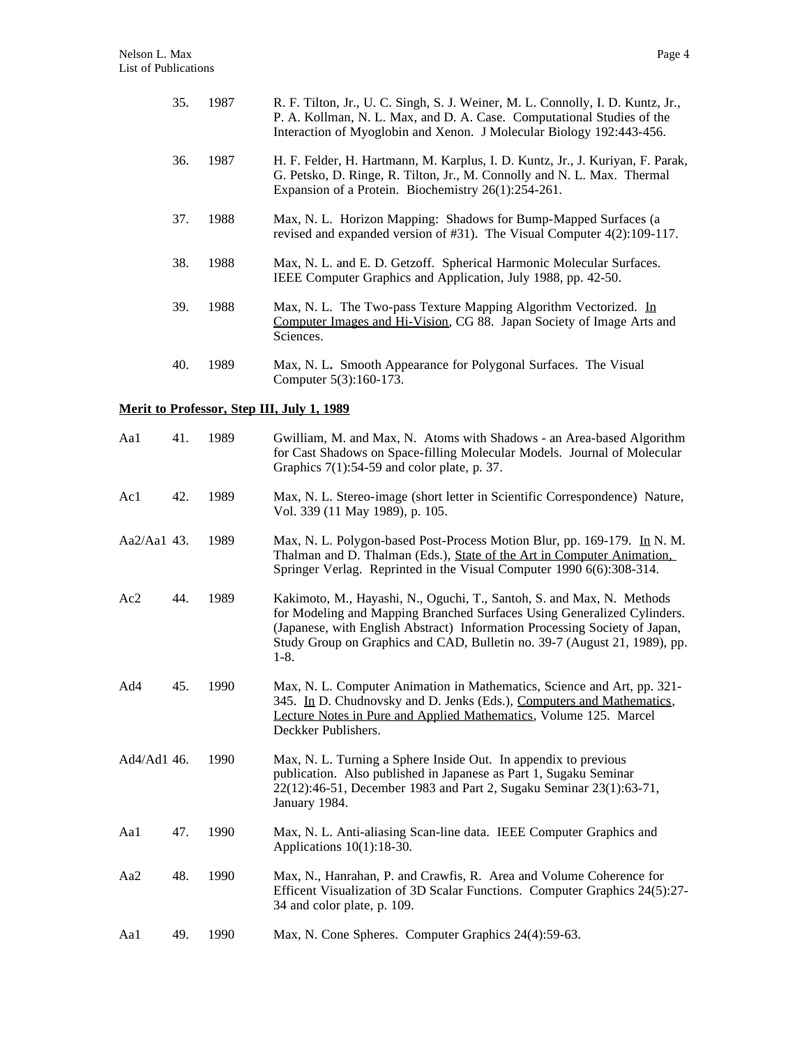35. 1987 R. F. Tilton, Jr., U. C. Singh, S. J. Weiner, M. L. Connolly, I. D. Kuntz, Jr., P. A. Kollman, N. L. Max, and D. A. Case. Computational Studies of the Interaction of Myoglobin and Xenon. J Molecular Biology 192:443-456.

36. 1987 H. F. Felder, H. Hartmann, M. Karplus, I. D. Kuntz, Jr., J. Kuriyan, F. Parak, G. Petsko, D. Ringe, R. Tilton, Jr., M. Connolly and N. L. Max. Thermal Expansion of a Protein. Biochemistry 26(1):254-261.

37. 1988 Max, N. L. Horizon Mapping: Shadows for Bump-Mapped Surfaces (a revised and expanded version of #31). The Visual Computer 4(2):109-117.

38. 1988 Max, N. L. and E. D. Getzoff. Spherical Harmonic Molecular Surfaces. IEEE Computer Graphics and Application, July 1988, pp. 42-50.

39. 1988 Max, N. L. The Two-pass Texture Mapping Algorithm Vectorized. In Computer Images and Hi-Vision, CG 88. Japan Society of Image Arts and Sciences.

40. 1989 Max, N. L**.** Smooth Appearance for Polygonal Surfaces. The Visual Computer 5(3):160-173.

**Merit to Professor, Step III, July 1, 1989**

Aa1 41. 1989 Gwilliam, M. and Max, N. Atoms with Shadows - an Area-based Algorithm for Cast Shadows on Space-filling Molecular Models. Journal of Molecular Graphics 7(1):54-59 and color plate, p. 37.

Ac1 42. 1989 Max, N. L. Stereo-image (short letter in Scientific Correspondence) Nature, Vol. 339 (11 May 1989), p. 105.

Aa2/Aa1 43. 1989 Max, N. L. Polygon-based Post-Process Motion Blur, pp. 169-179. In N. M. Thalman and D. Thalman (Eds.), State of the Art in Computer Animation, Springer Verlag. Reprinted in the Visual Computer 1990 6(6):308-314.

Ac2 44. 1989 Kakimoto, M., Hayashi, N., Oguchi, T., Santoh, S. and Max, N. Methods for Modeling and Mapping Branched Surfaces Using Generalized Cylinders. (Japanese, with English Abstract) Information Processing Society of Japan, Study Group on Graphics and CAD, Bulletin no. 39-7 (August 21, 1989), pp. 1-8.

Ad4 45. 1990 Max, N. L. Computer Animation in Mathematics, Science and Art, pp. 321-345. In D. Chudnovsky and D. Jenks (Eds.), Computers and Mathematics, Lecture Notes in Pure and Applied Mathematics, Volume 125. Marcel Deckker Publishers.

Ad4/Ad1 46. 1990 Max, N. L. Turning a Sphere Inside Out. In appendix to previous publication. Also published in Japanese as Part 1, Sugaku Seminar 22(12):46-51, December 1983 and Part 2, Sugaku Seminar 23(1):63-71, January 1984.

Aa1 47. 1990 Max, N. L. Anti-aliasing Scan-line data. IEEE Computer Graphics and Applications 10(1):18-30.

Aa2 48. 1990 Max, N., Hanrahan, P. and Crawfis, R. Area and Volume Coherence for Efficent Visualization of 3D Scalar Functions. Computer Graphics 24(5):27-34 and color plate, p. 109.

Aa1 49. 1990 Max, N. Cone Spheres. Computer Graphics 24(4):59-63.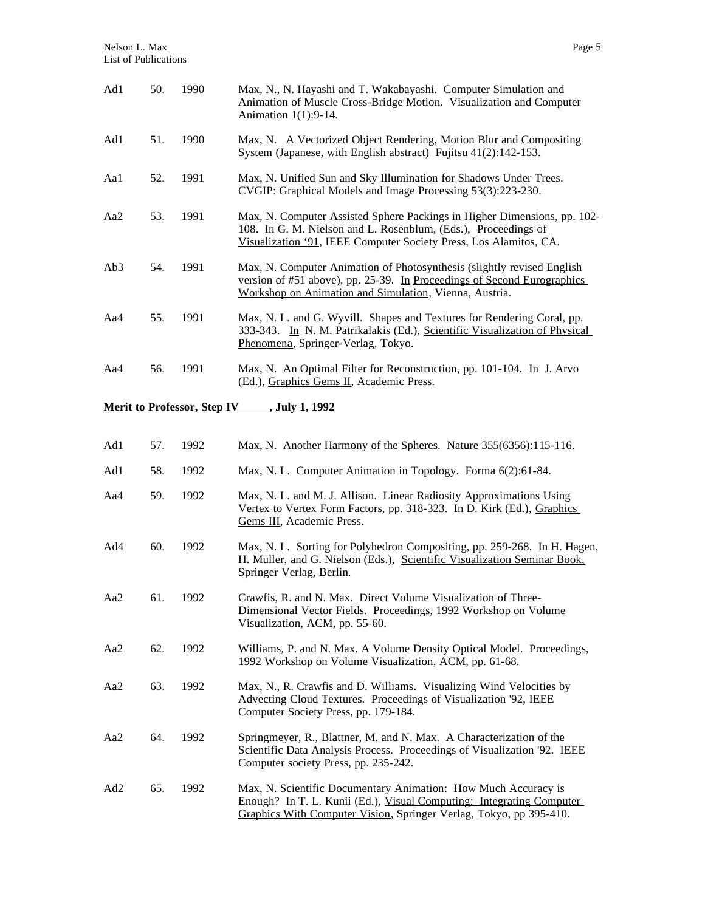| | | | |
|---|---|---|---|
| Ad1 | 50. | 1990 | Max, N., N. Hayashi and T. Wakabayashi. Computer Simulation and Animation of Muscle Cross-Bridge Motion. Visualization and Computer Animation 1(1):9-14. |
| Ad1 | 51. | 1990 | Max, N. A Vectorized Object Rendering, Motion Blur and Compositing System (Japanese, with English abstract) Fujitsu 41(2):142-153. |
| Aa1 | 52. | 1991 | Max, N. Unified Sun and Sky Illumination for Shadows Under Trees. CVGIP: Graphical Models and Image Processing 53(3):223-230. |
| Aa2 | 53. | 1991 | Max, N. Computer Assisted Sphere Packings in Higher Dimensions, pp. 102-108. In G. M. Nielson and L. Rosenblum, (Eds.), Proceedings of Visualization '91, IEEE Computer Society Press, Los Alamitos, CA. |
| Ab3 | 54. | 1991 | Max, N. Computer Animation of Photosynthesis (slightly revised English version of #51 above), pp. 25-39. In Proceedings of Second Eurographics Workshop on Animation and Simulation, Vienna, Austria. |
| Aa4 | 55. | 1991 | Max, N. L. and G. Wyvill. Shapes and Textures for Rendering Coral, pp. 333-343. In N. M. Patrikalakis (Ed.), Scientific Visualization of Physical Phenomena, Springer-Verlag, Tokyo. |
| Aa4 | 56. | 1991 | Max, N. An Optimal Filter for Reconstruction, pp. 101-104. In J. Arvo (Ed.), Graphics Gems II, Academic Press. |

**Merit to Professor, Step IV , July 1, 1992**

| | | | |
|---|---|---|---|
| Ad1 | 57. | 1992 | Max, N. Another Harmony of the Spheres. Nature 355(6356):115-116. |
| Ad1 | 58. | 1992 | Max, N. L. Computer Animation in Topology. Forma 6(2):61-84. |
| Aa4 | 59. | 1992 | Max, N. L. and M. J. Allison. Linear Radiosity Approximations Using Vertex to Vertex Form Factors, pp. 318-323. In D. Kirk (Ed.), Graphics Gems III, Academic Press. |
| Ad4 | 60. | 1992 | Max, N. L. Sorting for Polyhedron Compositing, pp. 259-268. In H. Hagen, H. Muller, and G. Nielson (Eds.), Scientific Visualization Seminar Book, Springer Verlag, Berlin. |
| Aa2 | 61. | 1992 | Crawfis, R. and N. Max. Direct Volume Visualization of Three-Dimensional Vector Fields. Proceedings, 1992 Workshop on Volume Visualization, ACM, pp. 55-60. |
| Aa2 | 62. | 1992 | Williams, P. and N. Max. A Volume Density Optical Model. Proceedings, 1992 Workshop on Volume Visualization, ACM, pp. 61-68. |
| Aa2 | 63. | 1992 | Max, N., R. Crawfis and D. Williams. Visualizing Wind Velocities by Advecting Cloud Textures. Proceedings of Visualization '92, IEEE Computer Society Press, pp. 179-184. |
| Aa2 | 64. | 1992 | Springmeyer, R., Blattner, M. and N. Max. A Characterization of the Scientific Data Analysis Process. Proceedings of Visualization '92. IEEE Computer society Press, pp. 235-242. |
| Ad2 | 65. | 1992 | Max, N. Scientific Documentary Animation: How Much Accuracy is Enough? In T. L. Kunii (Ed.), Visual Computing: Integrating Computer Graphics With Computer Vision, Springer Verlag, Tokyo, pp 395-410. |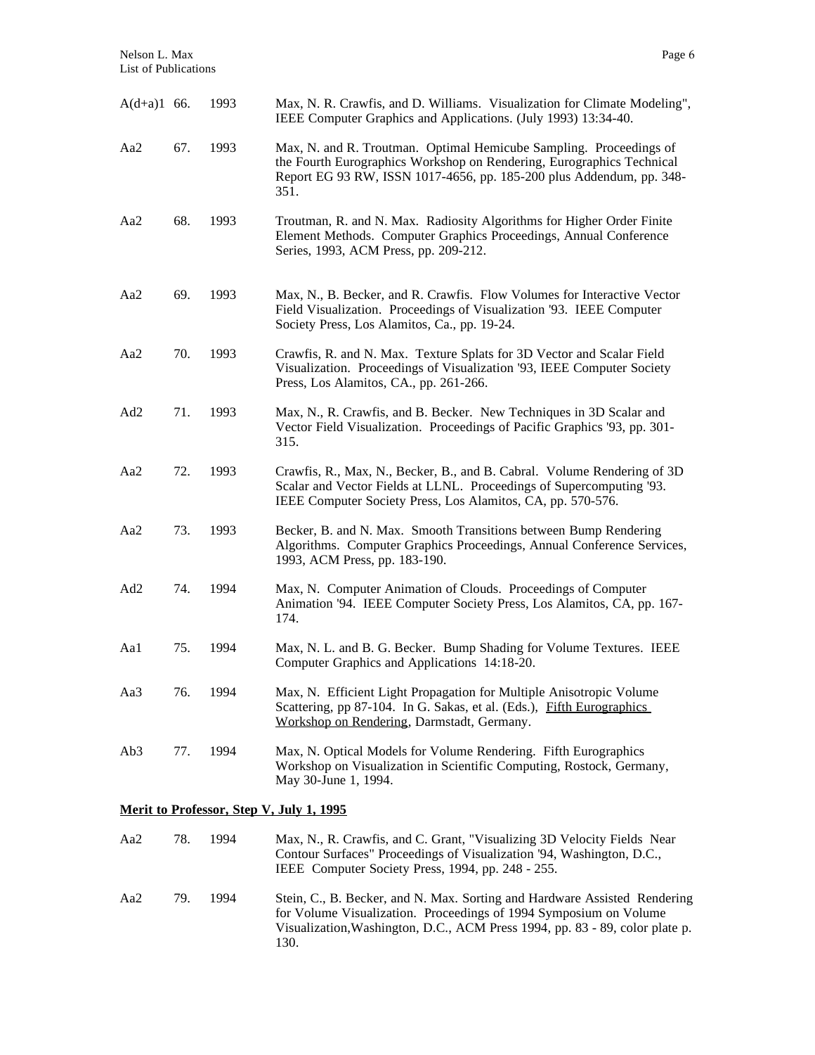| | | | |
|---|---|---|---|
| A(d+a)1 | 66. | 1993 | Max, N. R. Crawfis, and D. Williams. Visualization for Climate Modeling", IEEE Computer Graphics and Applications. (July 1993) 13:34-40. |
| Aa2 | 67. | 1993 | Max, N. and R. Troutman. Optimal Hemicube Sampling. Proceedings of the Fourth Eurographics Workshop on Rendering, Eurographics Technical Report EG 93 RW, ISSN 1017-4656, pp. 185-200 plus Addendum, pp. 348-351. |
| Aa2 | 68. | 1993 | Troutman, R. and N. Max. Radiosity Algorithms for Higher Order Finite Element Methods. Computer Graphics Proceedings, Annual Conference Series, 1993, ACM Press, pp. 209-212. |
| Aa2 | 69. | 1993 | Max, N., B. Becker, and R. Crawfis. Flow Volumes for Interactive Vector Field Visualization. Proceedings of Visualization '93. IEEE Computer Society Press, Los Alamitos, Ca., pp. 19-24. |
| Aa2 | 70. | 1993 | Crawfis, R. and N. Max. Texture Splats for 3D Vector and Scalar Field Visualization. Proceedings of Visualization '93, IEEE Computer Society Press, Los Alamitos, CA., pp. 261-266. |
| Ad2 | 71. | 1993 | Max, N., R. Crawfis, and B. Becker. New Techniques in 3D Scalar and Vector Field Visualization. Proceedings of Pacific Graphics '93, pp. 301-315. |
| Aa2 | 72. | 1993 | Crawfis, R., Max, N., Becker, B., and B. Cabral. Volume Rendering of 3D Scalar and Vector Fields at LLNL. Proceedings of Supercomputing '93. IEEE Computer Society Press, Los Alamitos, CA, pp. 570-576. |
| Aa2 | 73. | 1993 | Becker, B. and N. Max. Smooth Transitions between Bump Rendering Algorithms. Computer Graphics Proceedings, Annual Conference Services, 1993, ACM Press, pp. 183-190. |
| Ad2 | 74. | 1994 | Max, N. Computer Animation of Clouds. Proceedings of Computer Animation '94. IEEE Computer Society Press, Los Alamitos, CA, pp. 167-174. |
| Aa1 | 75. | 1994 | Max, N. L. and B. G. Becker. Bump Shading for Volume Textures. IEEE Computer Graphics and Applications 14:18-20. |
| Aa3 | 76. | 1994 | Max, N. Efficient Light Propagation for Multiple Anisotropic Volume Scattering, pp 87-104. In G. Sakas, et al. (Eds.), Fifth Eurographics Workshop on Rendering, Darmstadt, Germany. |
| Ab3 | 77. | 1994 | Max, N. Optical Models for Volume Rendering. Fifth Eurographics Workshop on Visualization in Scientific Computing, Rostock, Germany, May 30-June 1, 1994. |

**Merit to Professor, Step V, July 1, 1995**

| | | | |
|---|---|---|---|
| Aa2 | 78. | 1994 | Max, N., R. Crawfis, and C. Grant, "Visualizing 3D Velocity Fields Near Contour Surfaces" Proceedings of Visualization '94, Washington, D.C., IEEE Computer Society Press, 1994, pp. 248 - 255. |
| Aa2 | 79. | 1994 | Stein, C., B. Becker, and N. Max. Sorting and Hardware Assisted Rendering for Volume Visualization. Proceedings of 1994 Symposium on Volume Visualization, Washington, D.C., ACM Press 1994, pp. 83 - 89, color plate p. 130. |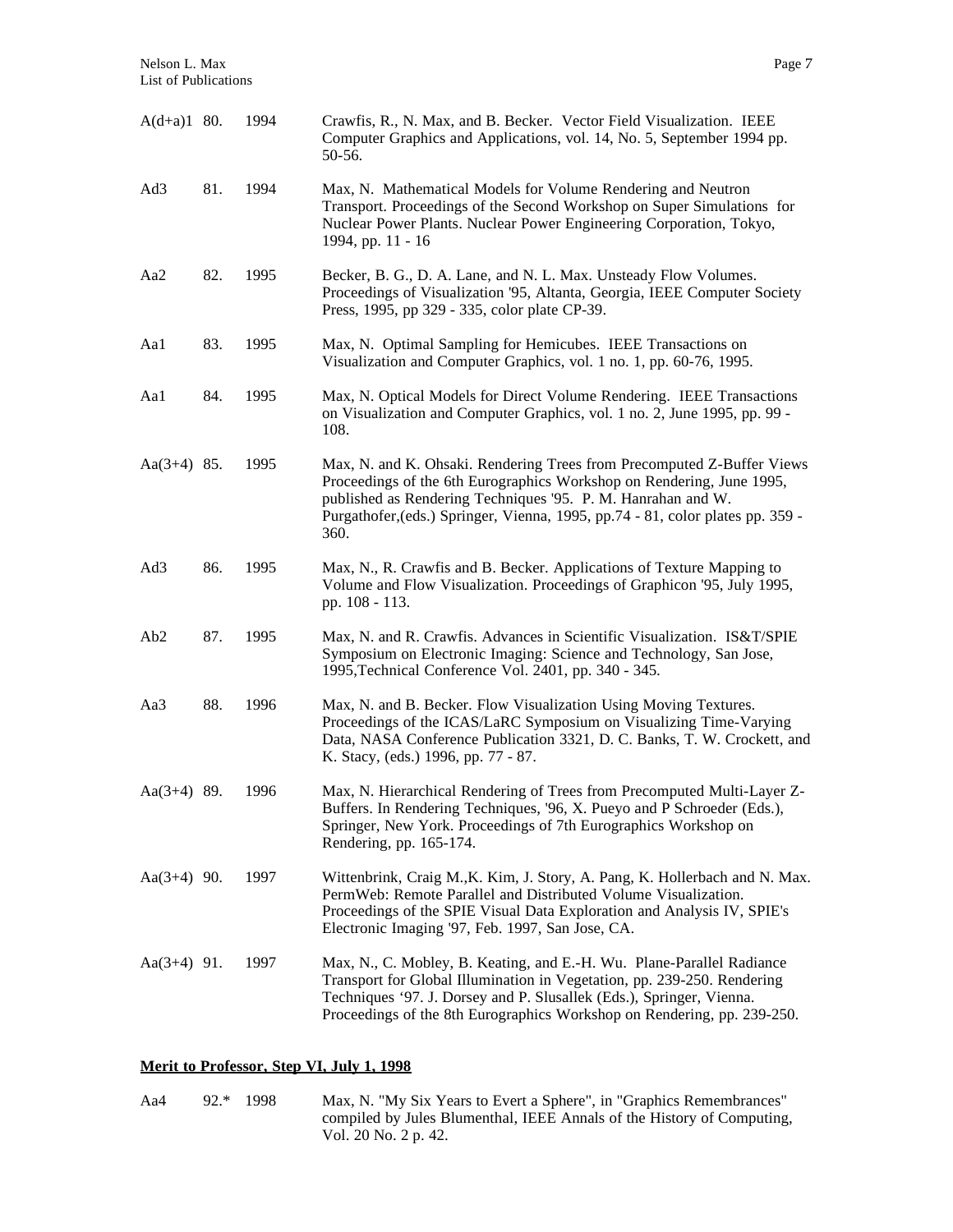| | | | |
|---|---|---|---|
| A(d+a)1 | 80. | 1994 | Crawfis, R., N. Max, and B. Becker. Vector Field Visualization. IEEE Computer Graphics and Applications, vol. 14, No. 5, September 1994 pp. 50-56. |
| Ad3 | 81. | 1994 | Max, N. Mathematical Models for Volume Rendering and Neutron Transport. Proceedings of the Second Workshop on Super Simulations for Nuclear Power Plants. Nuclear Power Engineering Corporation, Tokyo, 1994, pp. 11 - 16 |
| Aa2 | 82. | 1995 | Becker, B. G., D. A. Lane, and N. L. Max. Unsteady Flow Volumes. Proceedings of Visualization '95, Altanta, Georgia, IEEE Computer Society Press, 1995, pp 329 - 335, color plate CP-39. |
| Aa1 | 83. | 1995 | Max, N. Optimal Sampling for Hemicubes. IEEE Transactions on Visualization and Computer Graphics, vol. 1 no. 1, pp. 60-76, 1995. |
| Aa1 | 84. | 1995 | Max, N. Optical Models for Direct Volume Rendering. IEEE Transactions on Visualization and Computer Graphics, vol. 1 no. 2, June 1995, pp. 99 - 108. |
| Aa(3+4) | 85. | 1995 | Max, N. and K. Ohsaki. Rendering Trees from Precomputed Z-Buffer Views Proceedings of the 6th Eurographics Workshop on Rendering, June 1995, published as Rendering Techniques '95. P. M. Hanrahan and W. Purgathofer,(eds.) Springer, Vienna, 1995, pp.74 - 81, color plates pp. 359 - 360. |
| Ad3 | 86. | 1995 | Max, N., R. Crawfis and B. Becker. Applications of Texture Mapping to Volume and Flow Visualization. Proceedings of Graphicon '95, July 1995, pp. 108 - 113. |
| Ab2 | 87. | 1995 | Max, N. and R. Crawfis. Advances in Scientific Visualization. IS&T/SPIE Symposium on Electronic Imaging: Science and Technology, San Jose, 1995,Technical Conference Vol. 2401, pp. 340 - 345. |
| Aa3 | 88. | 1996 | Max, N. and B. Becker. Flow Visualization Using Moving Textures. Proceedings of the ICAS/LaRC Symposium on Visualizing Time-Varying Data, NASA Conference Publication 3321, D. C. Banks, T. W. Crockett, and K. Stacy, (eds.) 1996, pp. 77 - 87. |
| Aa(3+4) | 89. | 1996 | Max, N. Hierarchical Rendering of Trees from Precomputed Multi-Layer Z-Buffers. In Rendering Techniques, '96, X. Pueyo and P Schroeder (Eds.), Springer, New York. Proceedings of 7th Eurographics Workshop on Rendering, pp. 165-174. |
| Aa(3+4) | 90. | 1997 | Wittenbrink, Craig M.,K. Kim, J. Story, A. Pang, K. Hollerbach and N. Max. PermWeb: Remote Parallel and Distributed Volume Visualization. Proceedings of the SPIE Visual Data Exploration and Analysis IV, SPIE's Electronic Imaging '97, Feb. 1997, San Jose, CA. |
| Aa(3+4) | 91. | 1997 | Max, N., C. Mobley, B. Keating, and E.-H. Wu. Plane-Parallel Radiance Transport for Global Illumination in Vegetation, pp. 239-250. Rendering Techniques '97. J. Dorsey and P. Slusallek (Eds.), Springer, Vienna. Proceedings of the 8th Eurographics Workshop on Rendering, pp. 239-250. |

**Merit to Professor, Step VI, July 1, 1998**

| | | | |
|---|---|---|---|
| Aa4 | 92.* | 1998 | Max, N. "My Six Years to Evert a Sphere", in "Graphics Remembrances" compiled by Jules Blumenthal, IEEE Annals of the History of Computing, Vol. 20 No. 2 p. 42. |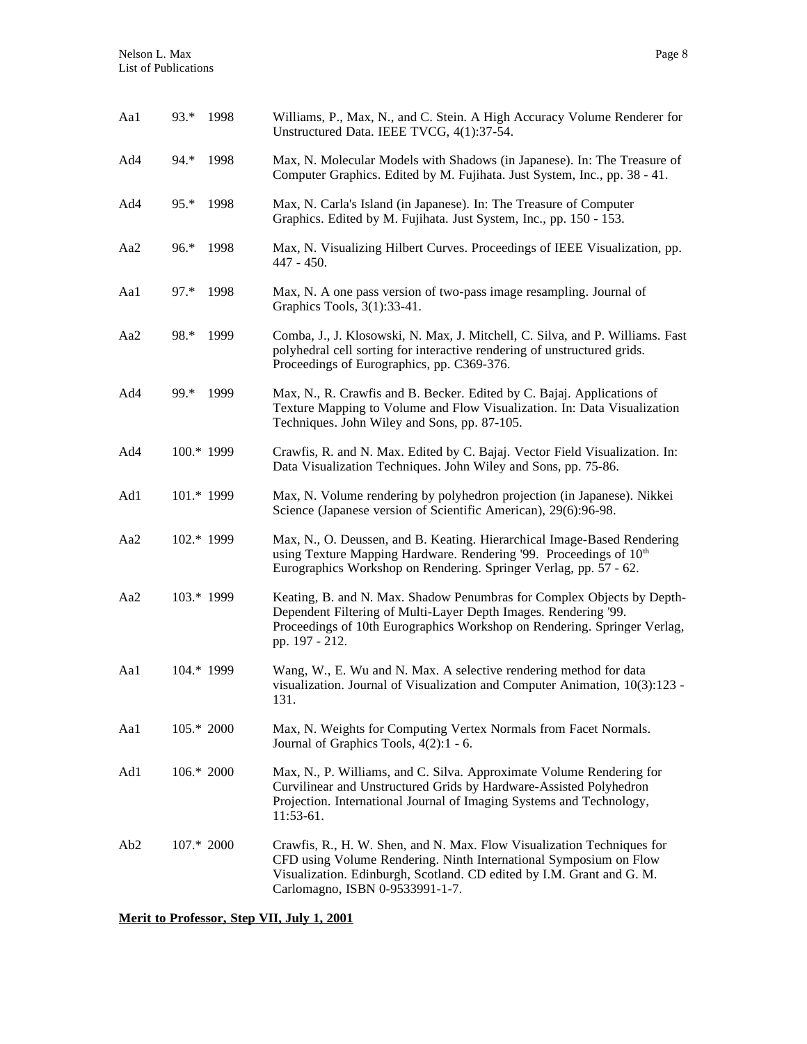| | | | |
|---|---|---|---|
| Aa1 | 93.* | 1998 | Williams, P., Max, N., and C. Stein. A High Accuracy Volume Renderer for Unstructured Data. IEEE TVCG, 4(1):37-54. |
| Ad4 | 94.* | 1998 | Max, N. Molecular Models with Shadows (in Japanese). In: The Treasure of Computer Graphics. Edited by M. Fujihata. Just System, Inc., pp. 38 - 41. |
| Ad4 | 95.* | 1998 | Max, N. Carla's Island (in Japanese). In: The Treasure of Computer Graphics. Edited by M. Fujihata. Just System, Inc., pp. 150 - 153. |
| Aa2 | 96.* | 1998 | Max, N. Visualizing Hilbert Curves. Proceedings of IEEE Visualization, pp. 447 - 450. |
| Aa1 | 97.* | 1998 | Max, N. A one pass version of two-pass image resampling. Journal of Graphics Tools, 3(1):33-41. |
| Aa2 | 98.* | 1999 | Comba, J., J. Klosowski, N. Max, J. Mitchell, C. Silva, and P. Williams. Fast polyhedral cell sorting for interactive rendering of unstructured grids. Proceedings of Eurographics, pp. C369-376. |
| Ad4 | 99.* | 1999 | Max, N., R. Crawfis and B. Becker. Edited by C. Bajaj. Applications of Texture Mapping to Volume and Flow Visualization. In: Data Visualization Techniques. John Wiley and Sons, pp. 87-105. |
| Ad4 | 100.* | 1999 | Crawfis, R. and N. Max. Edited by C. Bajaj. Vector Field Visualization. In: Data Visualization Techniques. John Wiley and Sons, pp. 75-86. |
| Ad1 | 101.* | 1999 | Max, N. Volume rendering by polyhedron projection (in Japanese). Nikkei Science (Japanese version of Scientific American), 29(6):96-98. |
| Aa2 | 102.* | 1999 | Max, N., O. Deussen, and B. Keating. Hierarchical Image-Based Rendering using Texture Mapping Hardware. Rendering '99. Proceedings of $10^{th}$ Eurographics Workshop on Rendering. Springer Verlag, pp. 57 - 62. |
| Aa2 | 103.* | 1999 | Keating, B. and N. Max. Shadow Penumbras for Complex Objects by Depth-Dependent Filtering of Multi-Layer Depth Images. Rendering '99. Proceedings of 10th Eurographics Workshop on Rendering. Springer Verlag, pp. 197 - 212. |
| Aa1 | 104.* | 1999 | Wang, W., E. Wu and N. Max. A selective rendering method for data visualization. Journal of Visualization and Computer Animation, 10(3):123 - 131. |
| Aa1 | 105.* | 2000 | Max, N. Weights for Computing Vertex Normals from Facet Normals. Journal of Graphics Tools, 4(2):1 - 6. |
| Ad1 | 106.* | 2000 | Max, N., P. Williams, and C. Silva. Approximate Volume Rendering for Curvilinear and Unstructured Grids by Hardware-Assisted Polyhedron Projection. International Journal of Imaging Systems and Technology, 11:53-61. |
| Ab2 | 107.* | 2000 | Crawfis, R., H. W. Shen, and N. Max. Flow Visualization Techniques for CFD using Volume Rendering. Ninth International Symposium on Flow Visualization. Edinburgh, Scotland. CD edited by I.M. Grant and G. M. Carlomagno, ISBN 0-9533991-1-7. |

**Merit to Professor, Step VII, July 1, 2001**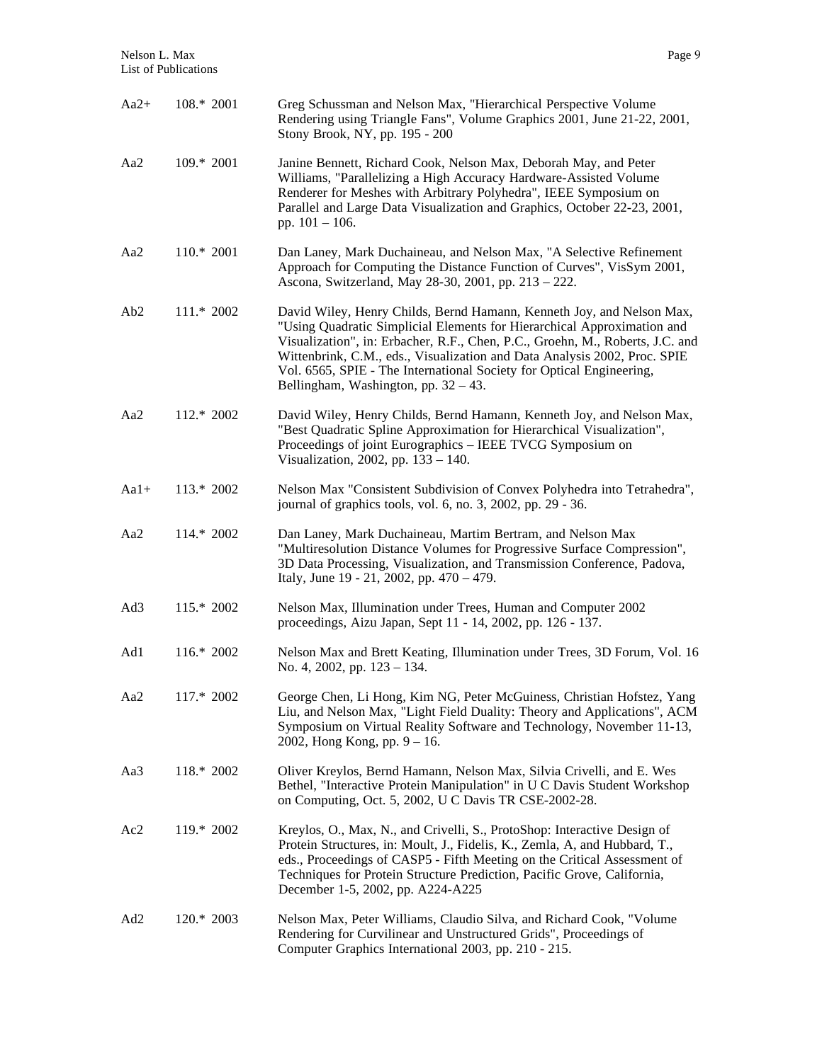| | | |
|---|---|---|
| Aa2+ | 108.* 2001 | Greg Schussman and Nelson Max, "Hierarchical Perspective Volume Rendering using Triangle Fans", Volume Graphics 2001, June 21-22, 2001, Stony Brook, NY, pp. 195 - 200 |
| Aa2 | 109.* 2001 | Janine Bennett, Richard Cook, Nelson Max, Deborah May, and Peter Williams, "Parallelizing a High Accuracy Hardware-Assisted Volume Renderer for Meshes with Arbitrary Polyhedra", IEEE Symposium on Parallel and Large Data Visualization and Graphics, October 22-23, 2001, pp. 101 – 106. |
| Aa2 | 110.* 2001 | Dan Laney, Mark Duchaineau, and Nelson Max, "A Selective Refinement Approach for Computing the Distance Function of Curves", VisSym 2001, Ascona, Switzerland, May 28-30, 2001, pp. 213 – 222. |
| Ab2 | 111.* 2002 | David Wiley, Henry Childs, Bernd Hamann, Kenneth Joy, and Nelson Max, "Using Quadratic Simplicial Elements for Hierarchical Approximation and Visualization", in: Erbacher, R.F., Chen, P.C., Groehn, M., Roberts, J.C. and Wittenbrink, C.M., eds., Visualization and Data Analysis 2002, Proc. SPIE Vol. 6565, SPIE - The International Society for Optical Engineering, Bellingham, Washington, pp. 32 – 43. |
| Aa2 | 112.* 2002 | David Wiley, Henry Childs, Bernd Hamann, Kenneth Joy, and Nelson Max, "Best Quadratic Spline Approximation for Hierarchical Visualization", Proceedings of joint Eurographics – IEEE TVCG Symposium on Visualization, 2002, pp. 133 – 140. |
| Aa1+ | 113.* 2002 | Nelson Max "Consistent Subdivision of Convex Polyhedra into Tetrahedra", journal of graphics tools, vol. 6, no. 3, 2002, pp. 29 - 36. |
| Aa2 | 114.* 2002 | Dan Laney, Mark Duchaineau, Martim Bertram, and Nelson Max "Multiresolution Distance Volumes for Progressive Surface Compression", 3D Data Processing, Visualization, and Transmission Conference, Padova, Italy, June 19 - 21, 2002, pp. 470 – 479. |
| Ad3 | 115.* 2002 | Nelson Max, Illumination under Trees, Human and Computer 2002 proceedings, Aizu Japan, Sept 11 - 14, 2002, pp. 126 - 137. |
| Ad1 | 116.* 2002 | Nelson Max and Brett Keating, Illumination under Trees, 3D Forum, Vol. 16 No. 4, 2002, pp. 123 – 134. |
| Aa2 | 117.* 2002 | George Chen, Li Hong, Kim NG, Peter McGuiness, Christian Hofstez, Yang Liu, and Nelson Max, "Light Field Duality: Theory and Applications", ACM Symposium on Virtual Reality Software and Technology, November 11-13, 2002, Hong Kong, pp. 9 – 16. |
| Aa3 | 118.* 2002 | Oliver Kreylos, Bernd Hamann, Nelson Max, Silvia Crivelli, and E. Wes Bethel, "Interactive Protein Manipulation" in U C Davis Student Workshop on Computing, Oct. 5, 2002, U C Davis TR CSE-2002-28. |
| Ac2 | 119.* 2002 | Kreylos, O., Max, N., and Crivelli, S., ProtoShop: Interactive Design of Protein Structures, in: Moult, J., Fidelis, K., Zemla, A, and Hubbard, T., eds., Proceedings of CASP5 - Fifth Meeting on the Critical Assessment of Techniques for Protein Structure Prediction, Pacific Grove, California, December 1-5, 2002, pp. A224-A225 |
| Ad2 | 120.* 2003 | Nelson Max, Peter Williams, Claudio Silva, and Richard Cook, "Volume Rendering for Curvilinear and Unstructured Grids", Proceedings of Computer Graphics International 2003, pp. 210 - 215. |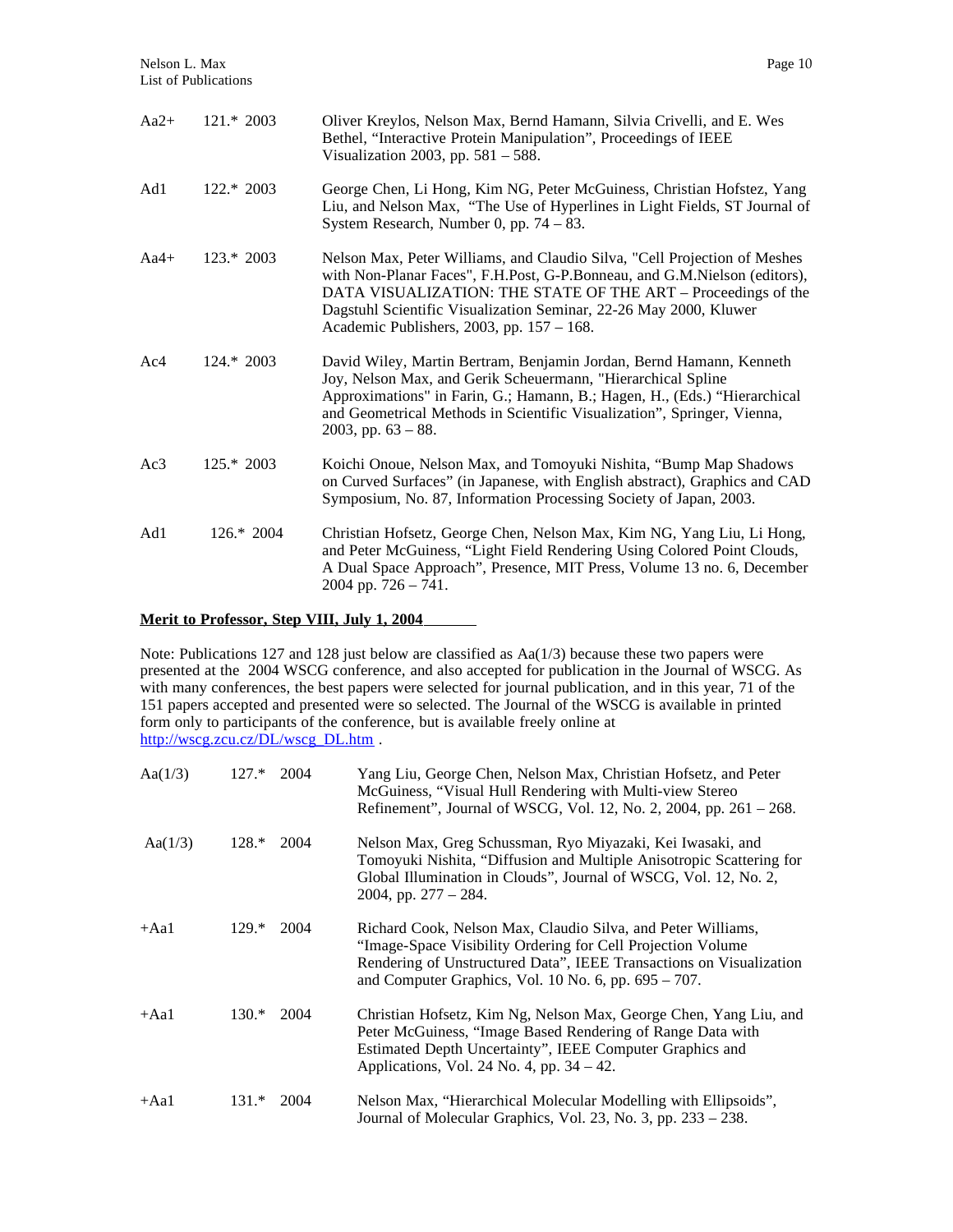Aa2+ 121.* 2003 Oliver Kreylos, Nelson Max, Bernd Hamann, Silvia Crivelli, and E. Wes Bethel, "Interactive Protein Manipulation", Proceedings of IEEE Visualization 2003, pp. 581 – 588.

Ad1 122.* 2003 George Chen, Li Hong, Kim NG, Peter McGuiness, Christian Hofstez, Yang Liu, and Nelson Max, "The Use of Hyperlines in Light Fields, ST Journal of System Research, Number 0, pp. 74 – 83.

Aa4+ 123.* 2003 Nelson Max, Peter Williams, and Claudio Silva, "Cell Projection of Meshes with Non-Planar Faces", F.H.Post, G-P.Bonneau, and G.M.Nielson (editors), DATA VISUALIZATION: THE STATE OF THE ART – Proceedings of the Dagstuhl Scientific Visualization Seminar, 22-26 May 2000, Kluwer Academic Publishers, 2003, pp. 157 – 168.

Ac4 124.* 2003 David Wiley, Martin Bertram, Benjamin Jordan, Bernd Hamann, Kenneth Joy, Nelson Max, and Gerik Scheuermann, "Hierarchical Spline Approximations" in Farin, G.; Hamann, B.; Hagen, H., (Eds.) "Hierarchical and Geometrical Methods in Scientific Visualization", Springer, Vienna, 2003, pp. 63 – 88.

Ac3 125.* 2003 Koichi Onoue, Nelson Max, and Tomoyuki Nishita, "Bump Map Shadows on Curved Surfaces" (in Japanese, with English abstract), Graphics and CAD Symposium, No. 87, Information Processing Society of Japan, 2003.

Ad1 126.* 2004 Christian Hofsetz, George Chen, Nelson Max, Kim NG, Yang Liu, Li Hong, and Peter McGuiness, "Light Field Rendering Using Colored Point Clouds, A Dual Space Approach", Presence, MIT Press, Volume 13 no. 6, December 2004 pp. 726 – 741.

**Merit to Professor, Step VIII, July 1, 2004**

Note: Publications 127 and 128 just below are classified as Aa(1/3) because these two papers were presented at the 2004 WSCG conference, and also accepted for publication in the Journal of WSCG. As with many conferences, the best papers were selected for journal publication, and in this year, 71 of the 151 papers accepted and presented were so selected. The Journal of the WSCG is available in printed form only to participants of the conference, but is available freely online at http://wscg.zcu.cz/DL/wscg_DL.htm .

Aa(1/3) 127.* 2004 Yang Liu, George Chen, Nelson Max, Christian Hofsetz, and Peter McGuiness, "Visual Hull Rendering with Multi-view Stereo Refinement", Journal of WSCG, Vol. 12, No. 2, 2004, pp. 261 – 268.

Aa(1/3) 128.* 2004 Nelson Max, Greg Schussman, Ryo Miyazaki, Kei Iwasaki, and Tomoyuki Nishita, "Diffusion and Multiple Anisotropic Scattering for Global Illumination in Clouds", Journal of WSCG, Vol. 12, No. 2, 2004, pp. 277 – 284.

+Aa1 129.* 2004 Richard Cook, Nelson Max, Claudio Silva, and Peter Williams, "Image-Space Visibility Ordering for Cell Projection Volume Rendering of Unstructured Data", IEEE Transactions on Visualization and Computer Graphics, Vol. 10 No. 6, pp. 695 – 707.

+Aa1 130.* 2004 Christian Hofsetz, Kim Ng, Nelson Max, George Chen, Yang Liu, and Peter McGuiness, "Image Based Rendering of Range Data with Estimated Depth Uncertainty", IEEE Computer Graphics and Applications, Vol. 24 No. 4, pp. 34 – 42.

+Aa1 131.* 2004 Nelson Max, "Hierarchical Molecular Modelling with Ellipsoids", Journal of Molecular Graphics, Vol. 23, No. 3, pp. 233 – 238.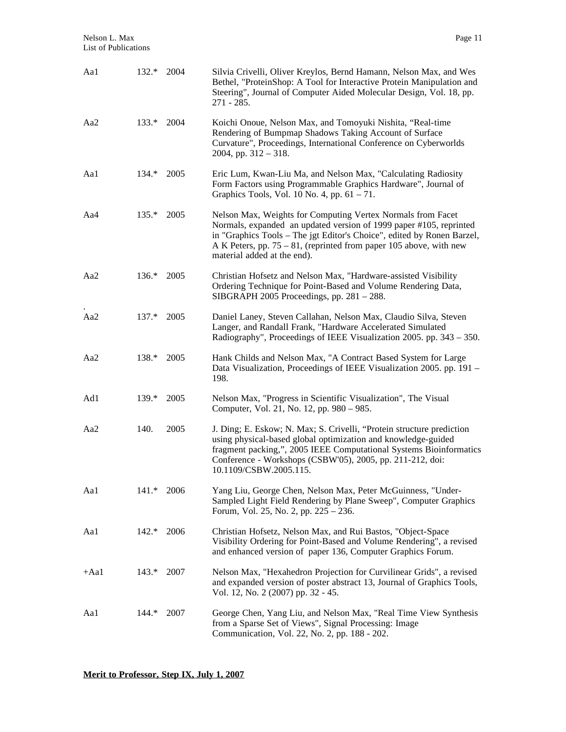| | | | |
|---|---|---|---|
| Aa1 | 132.* | 2004 | Silvia Crivelli, Oliver Kreylos, Bernd Hamann, Nelson Max, and Wes Bethel, "ProteinShop: A Tool for Interactive Protein Manipulation and Steering", Journal of Computer Aided Molecular Design, Vol. 18, pp. 271 - 285. |
| Aa2 | 133.* | 2004 | Koichi Onoue, Nelson Max, and Tomoyuki Nishita, "Real-time Rendering of Bumpmap Shadows Taking Account of Surface Curvature", Proceedings, International Conference on Cyberworlds 2004, pp. 312 – 318. |
| Aa1 | 134.* | 2005 | Eric Lum, Kwan-Liu Ma, and Nelson Max, "Calculating Radiosity Form Factors using Programmable Graphics Hardware", Journal of Graphics Tools, Vol. 10 No. 4, pp. 61 – 71. |
| Aa4 | 135.* | 2005 | Nelson Max, Weights for Computing Vertex Normals from Facet Normals, expanded an updated version of 1999 paper #105, reprinted in "Graphics Tools – The jgt Editor's Choice", edited by Ronen Barzel, A K Peters, pp. 75 – 81, (reprinted from paper 105 above, with new material added at the end). |
| Aa2 | 136.* | 2005 | Christian Hofsetz and Nelson Max, "Hardware-assisted Visibility Ordering Technique for Point-Based and Volume Rendering Data, SIBGRAPH 2005 Proceedings, pp. 281 – 288. |
| Aa2 | 137.* | 2005 | Daniel Laney, Steven Callahan, Nelson Max, Claudio Silva, Steven Langer, and Randall Frank, "Hardware Accelerated Simulated Radiography", Proceedings of IEEE Visualization 2005. pp. 343 – 350. |
| Aa2 | 138.* | 2005 | Hank Childs and Nelson Max, "A Contract Based System for Large Data Visualization, Proceedings of IEEE Visualization 2005. pp. 191 – 198. |
| Ad1 | 139.* | 2005 | Nelson Max, "Progress in Scientific Visualization", The Visual Computer, Vol. 21, No. 12, pp. 980 – 985. |
| Aa2 | 140. | 2005 | J. Ding; E. Eskow; N. Max; S. Crivelli, "Protein structure prediction using physical-based global optimization and knowledge-guided fragment packing,", 2005 IEEE Computational Systems Bioinformatics Conference - Workshops (CSBW'05), 2005, pp. 211-212, doi: 10.1109/CSBW.2005.115. |
| Aa1 | 141.* | 2006 | Yang Liu, George Chen, Nelson Max, Peter McGuinness, "Under-Sampled Light Field Rendering by Plane Sweep", Computer Graphics Forum, Vol. 25, No. 2, pp. 225 – 236. |
| Aa1 | 142.* | 2006 | Christian Hofsetz, Nelson Max, and Rui Bastos, "Object-Space Visibility Ordering for Point-Based and Volume Rendering", a revised and enhanced version of paper 136, Computer Graphics Forum. |
| +Aa1 | 143.* | 2007 | Nelson Max, "Hexahedron Projection for Curvilinear Grids", a revised and expanded version of poster abstract 13, Journal of Graphics Tools, Vol. 12, No. 2 (2007) pp. 32 - 45. |
| Aa1 | 144.* | 2007 | George Chen, Yang Liu, and Nelson Max, "Real Time View Synthesis from a Sparse Set of Views", Signal Processing: Image Communication, Vol. 22, No. 2, pp. 188 - 202. |

**Merit to Professor, Step IX, July 1, 2007**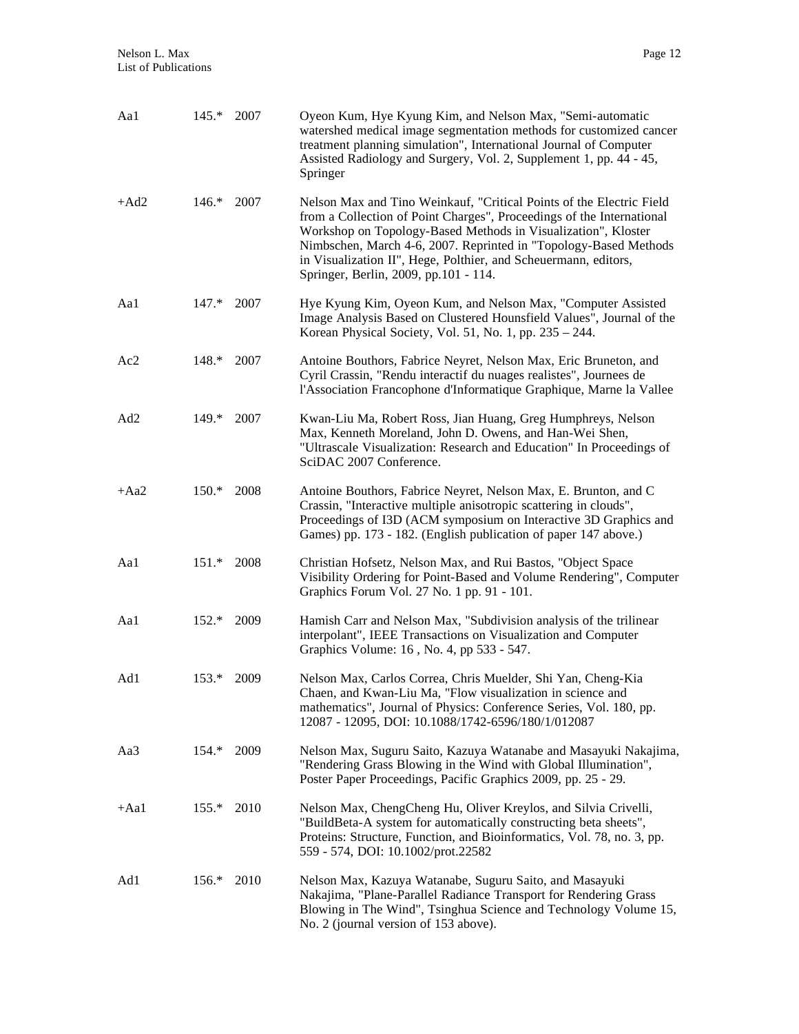| | | | |
|---|---|---|---|
| Aa1 | 145.* | 2007 | Oyeon Kum, Hye Kyung Kim, and Nelson Max, "Semi-automatic watershed medical image segmentation methods for customized cancer treatment planning simulation", International Journal of Computer Assisted Radiology and Surgery, Vol. 2, Supplement 1, pp. 44 - 45, Springer |
| +Ad2 | 146.* | 2007 | Nelson Max and Tino Weinkauf, "Critical Points of the Electric Field from a Collection of Point Charges", Proceedings of the International Workshop on Topology-Based Methods in Visualization", Kloster Nimbschen, March 4-6, 2007. Reprinted in "Topology-Based Methods in Visualization II", Hege, Polthier, and Scheuermann, editors, Springer, Berlin, 2009, pp.101 - 114. |
| Aa1 | 147.* | 2007 | Hye Kyung Kim, Oyeon Kum, and Nelson Max, "Computer Assisted Image Analysis Based on Clustered Hounsfield Values", Journal of the Korean Physical Society, Vol. 51, No. 1, pp. 235 – 244. |
| Ac2 | 148.* | 2007 | Antoine Bouthors, Fabrice Neyret, Nelson Max, Eric Bruneton, and Cyril Crassin, "Rendu interactif du nuages realistes", Journees de l'Association Francophone d'Informatique Graphique, Marne la Vallee |
| Ad2 | 149.* | 2007 | Kwan-Liu Ma, Robert Ross, Jian Huang, Greg Humphreys, Nelson Max, Kenneth Moreland, John D. Owens, and Han-Wei Shen, "Ultrascale Visualization: Research and Education" In Proceedings of SciDAC 2007 Conference. |
| +Aa2 | 150.* | 2008 | Antoine Bouthors, Fabrice Neyret, Nelson Max, E. Brunton, and C Crassin, "Interactive multiple anisotropic scattering in clouds", Proceedings of I3D (ACM symposium on Interactive 3D Graphics and Games) pp. 173 - 182. (English publication of paper 147 above.) |
| Aa1 | 151.* | 2008 | Christian Hofsetz, Nelson Max, and Rui Bastos, "Object Space Visibility Ordering for Point-Based and Volume Rendering", Computer Graphics Forum Vol. 27 No. 1 pp. 91 - 101. |
| Aa1 | 152.* | 2009 | Hamish Carr and Nelson Max, "Subdivision analysis of the trilinear interpolant", IEEE Transactions on Visualization and Computer Graphics Volume: 16 , No. 4, pp 533 - 547. |
| Ad1 | 153.* | 2009 | Nelson Max, Carlos Correa, Chris Muelder, Shi Yan, Cheng-Kia Chaen, and Kwan-Liu Ma, "Flow visualization in science and mathematics", Journal of Physics: Conference Series, Vol. 180, pp. 12087 - 12095, DOI: 10.1088/1742-6596/180/1/012087 |
| Aa3 | 154.* | 2009 | Nelson Max, Suguru Saito, Kazuya Watanabe and Masayuki Nakajima, "Rendering Grass Blowing in the Wind with Global Illumination", Poster Paper Proceedings, Pacific Graphics 2009, pp. 25 - 29. |
| +Aa1 | 155.* | 2010 | Nelson Max, ChengCheng Hu, Oliver Kreylos, and Silvia Crivelli, "BuildBeta-A system for automatically constructing beta sheets", Proteins: Structure, Function, and Bioinformatics, Vol. 78, no. 3, pp. 559 - 574, DOI: 10.1002/prot.22582 |
| Ad1 | 156.* | 2010 | Nelson Max, Kazuya Watanabe, Suguru Saito, and Masayuki Nakajima, "Plane-Parallel Radiance Transport for Rendering Grass Blowing in The Wind", Tsinghua Science and Technology Volume 15, No. 2 (journal version of 153 above). |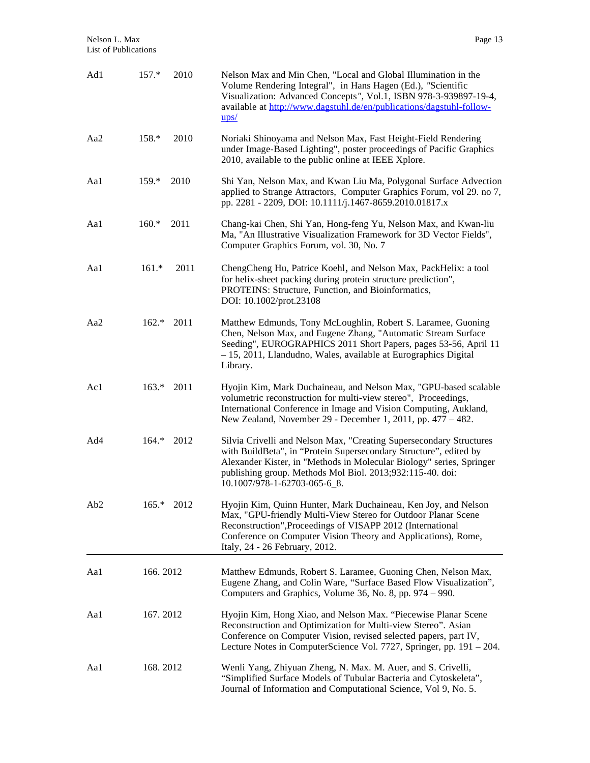| | | | |
|---|---|---|---|
| Ad1 | 157.* | 2010 | Nelson Max and Min Chen, "Local and Global Illumination in the Volume Rendering Integral", in Hans Hagen (Ed.), "Scientific Visualization: Advanced Concepts", Vol.1, ISBN 978-3-939897-19-4, available at [http://www.dagstuhl.de/en/publications/dagstuhl-follow-ups/](http://www.dagstuhl.de/en/publications/dagstuhl-follow-ups/) |
| Aa2 | 158.* | 2010 | Noriaki Shinoyama and Nelson Max, Fast Height-Field Rendering under Image-Based Lighting", poster proceedings of Pacific Graphics 2010, available to the public online at IEEE Xplore. |
| Aa1 | 159.* | 2010 | Shi Yan, Nelson Max, and Kwan Liu Ma, Polygonal Surface Advection applied to Strange Attractors, Computer Graphics Forum, vol 29. no 7, pp. 2281 - 2209, DOI: 10.1111/j.1467-8659.2010.01817.x |
| Aa1 | 160.* | 2011 | Chang-kai Chen, Shi Yan, Hong-feng Yu, Nelson Max, and Kwan-liu Ma, "An Illustrative Visualization Framework for 3D Vector Fields", Computer Graphics Forum, vol. 30, No. 7 |
| Aa1 | 161.* | 2011 | ChengCheng Hu, Patrice Koehl, and Nelson Max, PackHelix: a tool for helix-sheet packing during protein structure prediction", PROTEINS: Structure, Function, and Bioinformatics, DOI: 10.1002/prot.23108 |
| Aa2 | 162.* | 2011 | Matthew Edmunds, Tony McLoughlin, Robert S. Laramee, Guoning Chen, Nelson Max, and Eugene Zhang, "Automatic Stream Surface Seeding", EUROGRAPHICS 2011 Short Papers, pages 53-56, April 11 – 15, 2011, Llandudno, Wales, available at Eurographics Digital Library. |
| Ac1 | 163.* | 2011 | Hyojin Kim, Mark Duchaineau, and Nelson Max, "GPU-based scalable volumetric reconstruction for multi-view stereo", Proceedings, International Conference in Image and Vision Computing, Aukland, New Zealand, November 29 - December 1, 2011, pp. 477 – 482. |
| Ad4 | 164.* | 2012 | Silvia Crivelli and Nelson Max, "Creating Supersecondary Structures with BuildBeta", in "Protein Supersecondary Structure", edited by Alexander Kister, in "Methods in Molecular Biology" series, Springer publishing group. Methods Mol Biol. 2013;932:115-40. doi: 10.1007/978-1-62703-065-6_8. |
| Ab2 | 165.* | 2012 | Hyojin Kim, Quinn Hunter, Mark Duchaineau, Ken Joy, and Nelson Max, "GPU-friendly Multi-View Stereo for Outdoor Planar Scene Reconstruction",Proceedings of VISAPP 2012 (International Conference on Computer Vision Theory and Applications), Rome, Italy, 24 - 26 February, 2012. |

---

| | | | |
|---|---|---|---|
| Aa1 | 166. | 2012 | Matthew Edmunds, Robert S. Laramee, Guoning Chen, Nelson Max, Eugene Zhang, and Colin Ware, "Surface Based Flow Visualization", Computers and Graphics, Volume 36, No. 8, pp. 974 – 990. |
| Aa1 | 167. | 2012 | Hyojin Kim, Hong Xiao, and Nelson Max. "Piecewise Planar Scene Reconstruction and Optimization for Multi-view Stereo". Asian Conference on Computer Vision, revised selected papers, part IV, Lecture Notes in ComputerScience Vol. 7727, Springer, pp. 191 – 204. |
| Aa1 | 168. | 2012 | Wenli Yang, Zhiyuan Zheng, N. Max. M. Auer, and S. Crivelli, "Simplified Surface Models of Tubular Bacteria and Cytoskeleta", Journal of Information and Computational Science, Vol 9, No. 5. |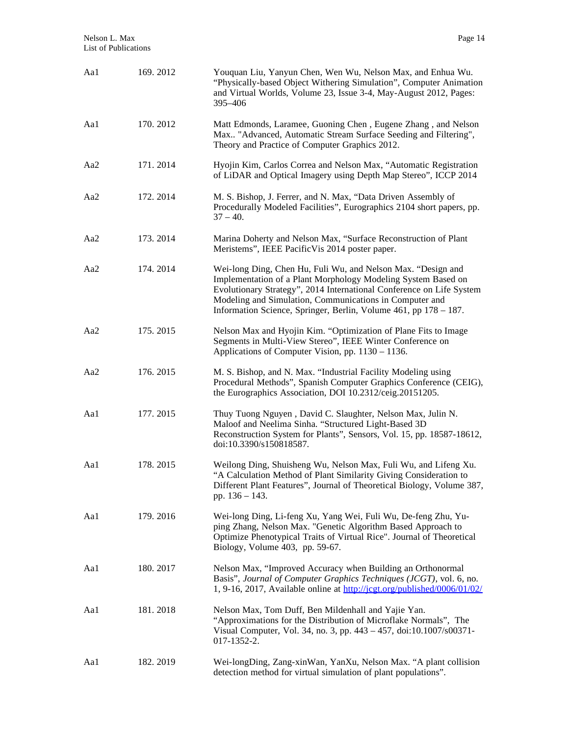| | | |
|---|---|---|
| Aa1 | 169. 2012 | Youquan Liu, Yanyun Chen, Wen Wu, Nelson Max, and Enhua Wu. "Physically-based Object Withering Simulation", Computer Animation and Virtual Worlds, Volume 23, Issue 3-4, May-August 2012, Pages: 395–406 |
| Aa1 | 170. 2012 | Matt Edmonds, Laramee, Guoning Chen , Eugene Zhang , and Nelson Max.. "Advanced, Automatic Stream Surface Seeding and Filtering", Theory and Practice of Computer Graphics 2012. |
| Aa2 | 171. 2014 | Hyojin Kim, Carlos Correa and Nelson Max, "Automatic Registration of LiDAR and Optical Imagery using Depth Map Stereo", ICCP 2014 |
| Aa2 | 172. 2014 | M. S. Bishop, J. Ferrer, and N. Max, "Data Driven Assembly of Procedurally Modeled Facilities", Eurographics 2104 short papers, pp. 37 – 40. |
| Aa2 | 173. 2014 | Marina Doherty and Nelson Max, "Surface Reconstruction of Plant Meristems", IEEE PacificVis 2014 poster paper. |
| Aa2 | 174. 2014 | Wei-long Ding, Chen Hu, Fuli Wu, and Nelson Max. "Design and Implementation of a Plant Morphology Modeling System Based on Evolutionary Strategy", 2014 International Conference on Life System Modeling and Simulation, Communications in Computer and Information Science, Springer, Berlin, Volume 461, pp 178 – 187. |
| Aa2 | 175. 2015 | Nelson Max and Hyojin Kim. "Optimization of Plane Fits to Image Segments in Multi-View Stereo", IEEE Winter Conference on Applications of Computer Vision, pp. 1130 – 1136. |
| Aa2 | 176. 2015 | M. S. Bishop, and N. Max. "Industrial Facility Modeling using Procedural Methods", Spanish Computer Graphics Conference (CEIG), the Eurographics Association, DOI 10.2312/ceig.20151205. |
| Aa1 | 177. 2015 | Thuy Tuong Nguyen , David C. Slaughter, Nelson Max, Julin N. Maloof and Neelima Sinha. "Structured Light-Based 3D Reconstruction System for Plants", Sensors, Vol. 15, pp. 18587-18612, doi:10.3390/s150818587. |
| Aa1 | 178. 2015 | Weilong Ding, Shuisheng Wu, Nelson Max, Fuli Wu, and Lifeng Xu. "A Calculation Method of Plant Similarity Giving Consideration to Different Plant Features", Journal of Theoretical Biology, Volume 387, pp. 136 – 143. |
| Aa1 | 179. 2016 | Wei-long Ding, Li-feng Xu, Yang Wei, Fuli Wu, De-feng Zhu, Yu-ping Zhang, Nelson Max. "Genetic Algorithm Based Approach to Optimize Phenotypical Traits of Virtual Rice". Journal of Theoretical Biology, Volume 403, pp. 59-67. |
| Aa1 | 180. 2017 | Nelson Max, "Improved Accuracy when Building an Orthonormal Basis", *Journal of Computer Graphics Techniques (JCGT)*, vol. 6, no. 1, 9-16, 2017, Available online at http://jcgt.org/published/0006/01/02/ |
| Aa1 | 181. 2018 | Nelson Max, Tom Duff, Ben Mildenhall and Yajie Yan. "Approximations for the Distribution of Microflake Normals", The Visual Computer, Vol. 34, no. 3, pp. 443 – 457, doi:10.1007/s00371-017-1352-2. |
| Aa1 | 182. 2019 | Wei-longDing, Zang-xinWan, YanXu, Nelson Max. "A plant collision detection method for virtual simulation of plant populations". |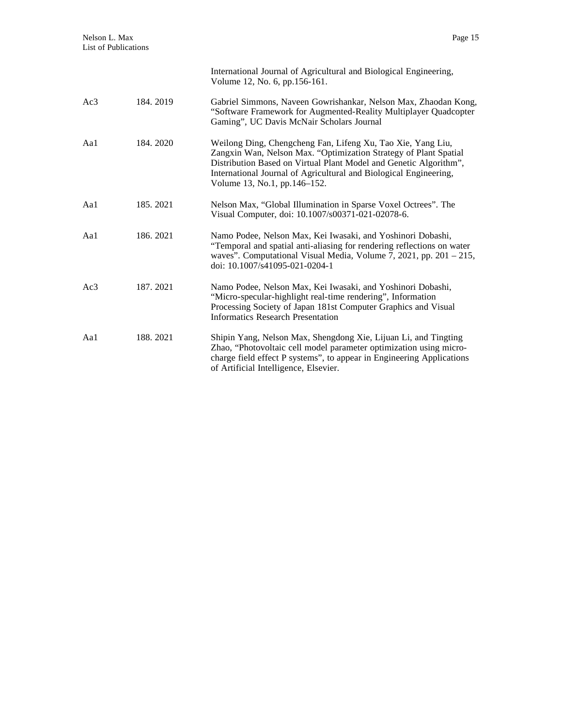| | | |
|---|---|---|
| | | International Journal of Agricultural and Biological Engineering, Volume 12, No. 6, pp.156-161. |
| Ac3 | 184. 2019 | Gabriel Simmons, Naveen Gowrishankar, Nelson Max, Zhaodan Kong, "Software Framework for Augmented-Reality Multiplayer Quadcopter Gaming", UC Davis McNair Scholars Journal |
| Aa1 | 184. 2020 | Weilong Ding, Chengcheng Fan, Lifeng Xu, Tao Xie, Yang Liu, Zangxin Wan, Nelson Max. "Optimization Strategy of Plant Spatial Distribution Based on Virtual Plant Model and Genetic Algorithm", International Journal of Agricultural and Biological Engineering, Volume 13, No.1, pp.146–152. |
| Aa1 | 185. 2021 | Nelson Max, "Global Illumination in Sparse Voxel Octrees". The Visual Computer, doi: 10.1007/s00371-021-02078-6. |
| Aa1 | 186. 2021 | Namo Podee, Nelson Max, Kei Iwasaki, and Yoshinori Dobashi, "Temporal and spatial anti-aliasing for rendering reflections on water waves". Computational Visual Media, Volume 7, 2021, pp. 201 – 215, doi: 10.1007/s41095-021-0204-1 |
| Ac3 | 187. 2021 | Namo Podee, Nelson Max, Kei Iwasaki, and Yoshinori Dobashi, "Micro-specular-highlight real-time rendering", Information Processing Society of Japan 181st Computer Graphics and Visual Informatics Research Presentation |
| Aa1 | 188. 2021 | Shipin Yang, Nelson Max, Shengdong Xie, Lijuan Li, and Tingting Zhao, "Photovoltaic cell model parameter optimization using micro-charge field effect P systems", to appear in Engineering Applications of Artificial Intelligence, Elsevier. |